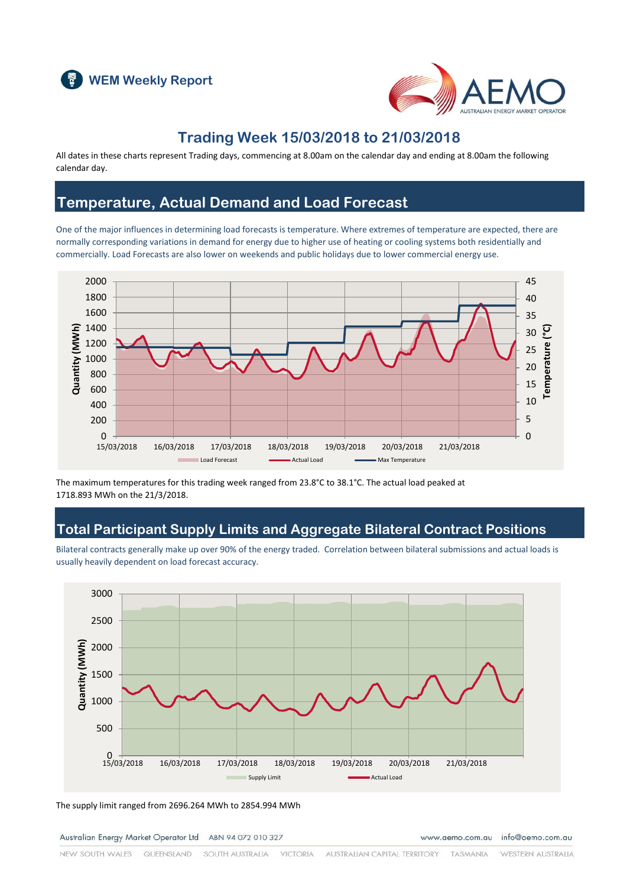WEM Weekly Report

# Trading Week 15/03/2018 to 21/03/2018

All dates in these charts represent Trading days, commencing at 8.00am on the calendar day and ending at 8.00am the following calendar day.

## Temperature, Actual Demand and Load Forecast

One of the major influences in determining load forecasts is temperature. Where extremes of temperature are expected, there are normally corresponding variations in demand for energy due to higher use of heating or cooling systems both residentially and commercially. Load Forecasts are also lower on weekends and public holidays due to lower commercial energy use.

The maximum temperatures for this trading week ranged from 23.8°C to 38.1°C. The actual load peaked at 1718.893 MWh on the 21/3/2018.

## Total Participant Supply Limits and Aggregate Bilateral Contract Positions

Bilateral contracts generally make up over 90% of the energy traded. Correlation between bilateral submissions and actual loads is usually heavily dependent on load forecast accuracy.

The supply limit ranged from 2696.264 MWh to 2854.994 MWh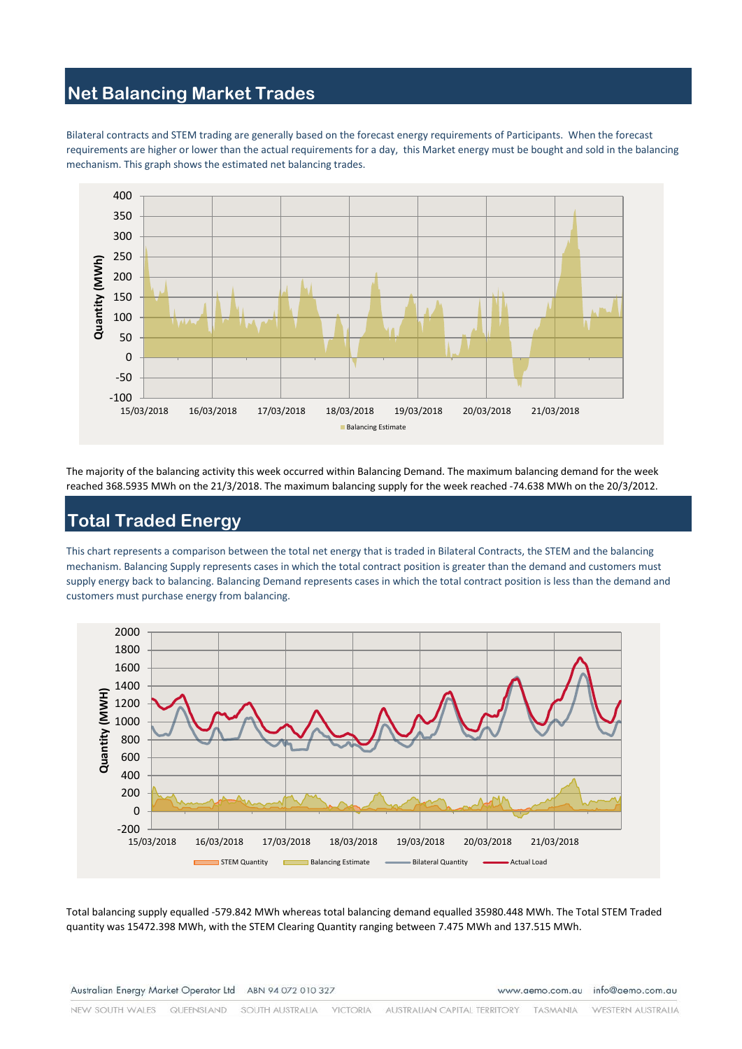## Net Balancing Market Trades

Bilateral contracts and STEM trading are generally based on the forecast energy requirements of Participants. When the forecast requirements are higher or lower than the actual requirements for a day, this Market energy must be bought and sold in the balancing mechanism. This graph shows the estimated net balancing trades.

The majority of the balancing activity this week occurred within Balancing Demand. The maximum balancing demand for the week reached 368.5935 MWh on the 21/3/2018. The maximum balancing supply for the week reached -74.638 MWh on the 20/3/2012.

## Total Traded Energy

This chart represents a comparison between the total net energy that is traded in Bilateral Contracts, the STEM and the balancing mechanism. Balancing Supply represents cases in which the total contract position is greater than the demand and customers must supply energy back to balancing. Balancing Demand represents cases in which the total contract position is less than the demand and customers must purchase energy from balancing.

Total balancing supply equalled -579.842 MWh whereas total balancing demand equalled 35980.448 MWh. The Total STEM Traded quantity was 15472.398 MWh, with the STEM Clearing Quantity ranging between 7.475 MWh and 137.515 MWh.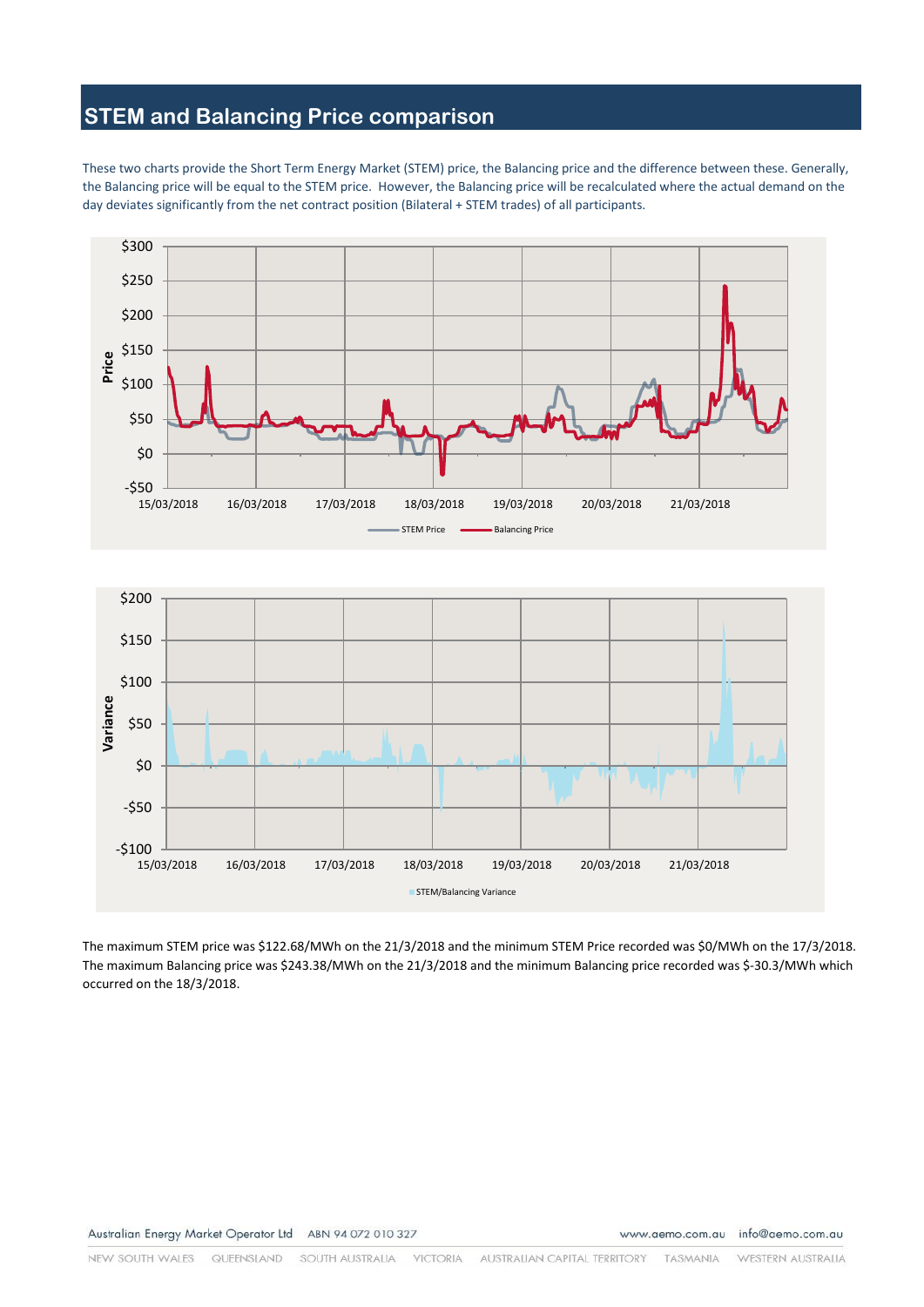## STEM and Balancing Price comparison

These two charts provide the Short Term Energy Market (STEM) price, the Balancing price and the difference between these. Generally, the Balancing price will be equal to the STEM price. However, the Balancing price will be recalculated where the actual demand on the day deviates significantly from the net contract position (Bilateral + STEM trades) of all participants.

Price

$300
$250
$200
$150
$100
$50
$0
-$50

15/03/2018 16/03/2018 17/03/2018 18/03/2018 19/03/2018 20/03/2018 21/03/2018

STEM Price Balancing Price

Variance

$200
$150
$100
$50
$0
-$50
-$100

15/03/2018 16/03/2018 17/03/2018 18/03/2018 19/03/2018 20/03/2018 21/03/2018

STEM/Balancing Variance

The maximum STEM price was $122.68/MWh on the 21/3/2018 and the minimum STEM Price recorded was $0/MWh on the 17/3/2018. The maximum Balancing price was $243.38/MWh on the 21/3/2018 and the minimum Balancing price recorded was $-30.3/MWh which occurred on the 18/3/2018.